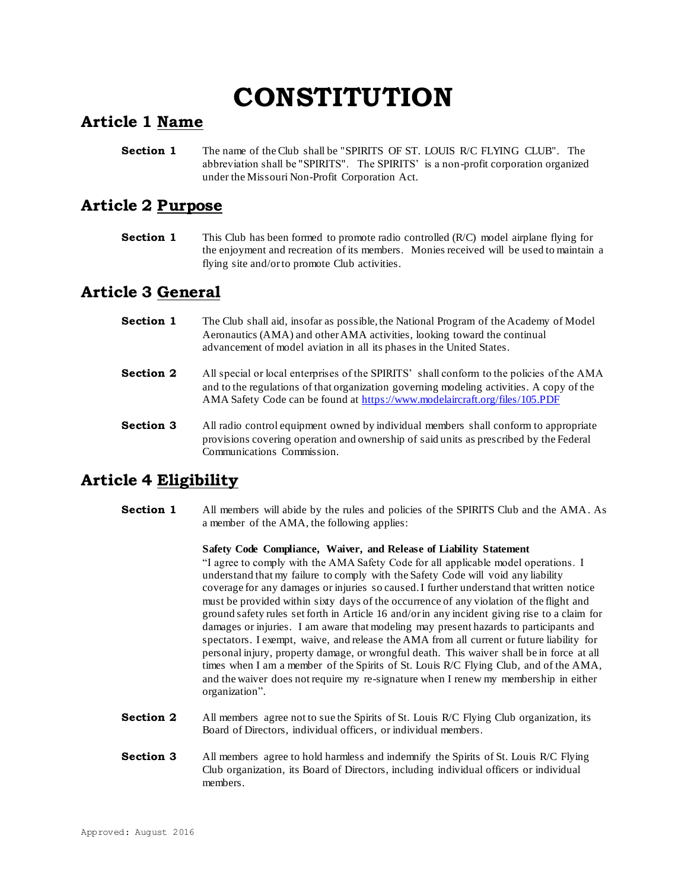# CONSTITUTION

## Article 1 Name

**Section 1** The name of the Club shall be "SPIRITS OF ST. LOUIS R/C FLYING CLUB". The abbreviation shall be "SPIRITS". The SPIRITS' is a non-profit corporation organized under the Missouri Non-Profit Corporation Act.

## Article 2 Purpose

**Section 1** This Club has been formed to promote radio controlled (R/C) model airplane flying for the enjoyment and recreation of its members. Monies received will be used to maintain a flying site and/or to promote Club activities.

## Article 3 General

**Section 1** The Club shall aid, insofar as possible, the National Program of the Academy of Model Aeronautics (AMA) and other AMA activities, looking toward the continual advancement of model aviation in all its phases in the United States.

**Section 2** All special or local enterprises of the SPIRITS' shall conform to the policies of the AMA and to the regulations of that organization governing modeling activities. A copy of the AMA Safety Code can be found at https://www.modelaircraft.org/files/105.PDF

**Section 3** All radio control equipment owned by individual members shall conform to appropriate provisions covering operation and ownership of said units as prescribed by the Federal Communications Commission.

## Article 4 Eligibility

**Section 1** All members will abide by the rules and policies of the SPIRITS Club and the AMA. As a member of the AMA, the following applies:

**Safety Code Compliance, Waiver, and Release of Liability Statement**
"I agree to comply with the AMA Safety Code for all applicable model operations. I understand that my failure to comply with the Safety Code will void any liability coverage for any damages or injuries so caused. I further understand that written notice must be provided within sixty days of the occurrence of any violation of the flight and ground safety rules set forth in Article 16 and/or in any incident giving rise to a claim for damages or injuries. I am aware that modeling may present hazards to participants and spectators. I exempt, waive, and release the AMA from all current or future liability for personal injury, property damage, or wrongful death. This waiver shall be in force at all times when I am a member of the Spirits of St. Louis R/C Flying Club, and of the AMA, and the waiver does not require my re-signature when I renew my membership in either organization".

**Section 2** All members agree not to sue the Spirits of St. Louis R/C Flying Club organization, its Board of Directors, individual officers, or individual members.

**Section 3** All members agree to hold harmless and indemnify the Spirits of St. Louis R/C Flying Club organization, its Board of Directors, including individual officers or individual members.

Approved: August 2016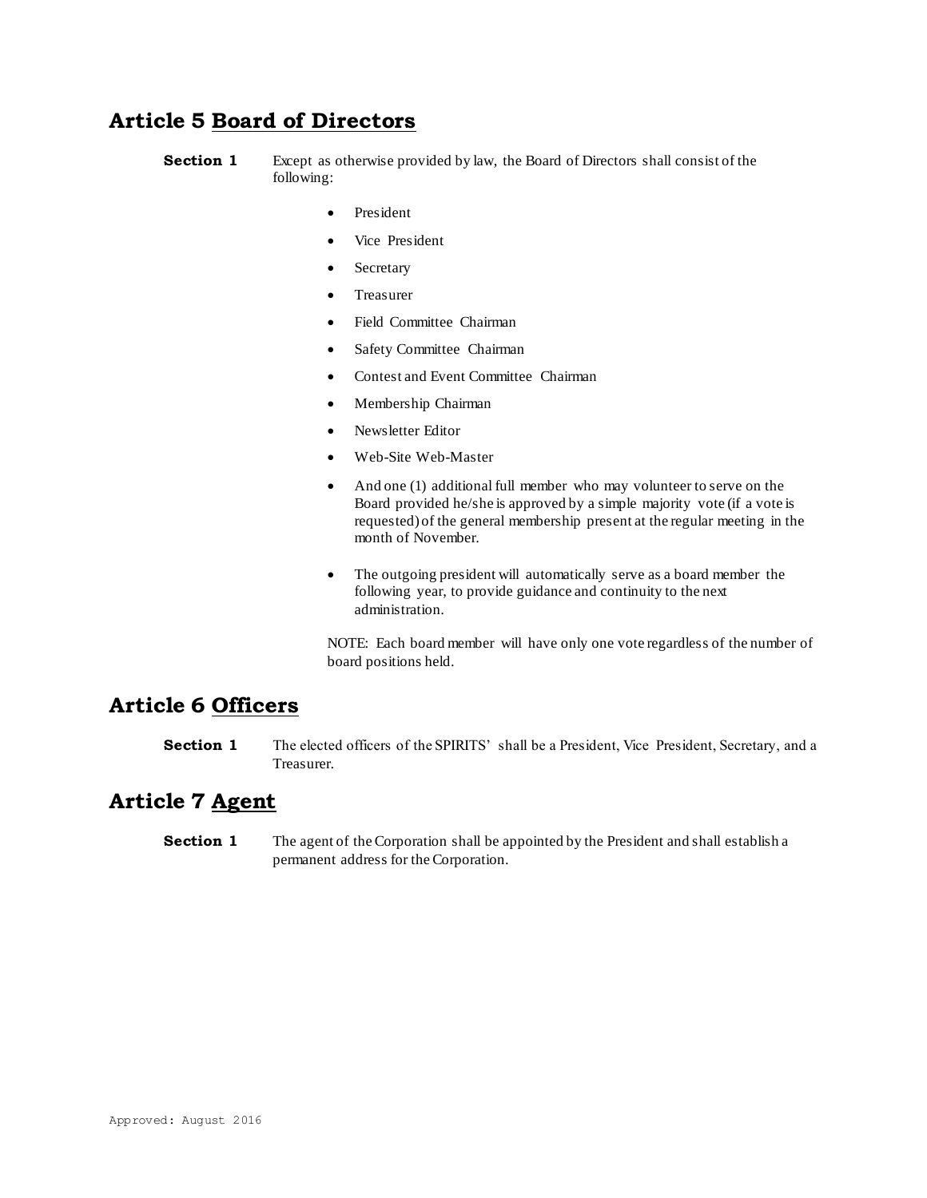## Article 5 Board of Directors

**Section 1** Except as otherwise provided by law, the Board of Directors shall consist of the following:

- President
- Vice President
- Secretary
- Treasurer
- Field Committee Chairman
- Safety Committee Chairman
- Contest and Event Committee Chairman
- Membership Chairman
- Newsletter Editor
- Web-Site Web-Master
- And one (1) additional full member who may volunteer to serve on the Board provided he/she is approved by a simple majority vote (if a vote is requested) of the general membership present at the regular meeting in the month of November.
- The outgoing president will automatically serve as a board member the following year, to provide guidance and continuity to the next administration.

NOTE: Each board member will have only one vote regardless of the number of board positions held.

## Article 6 Officers

**Section 1** The elected officers of the SPIRITS' shall be a President, Vice President, Secretary, and a Treasurer.

## Article 7 Agent

**Section 1** The agent of the Corporation shall be appointed by the President and shall establish a permanent address for the Corporation.

Approved: August 2016